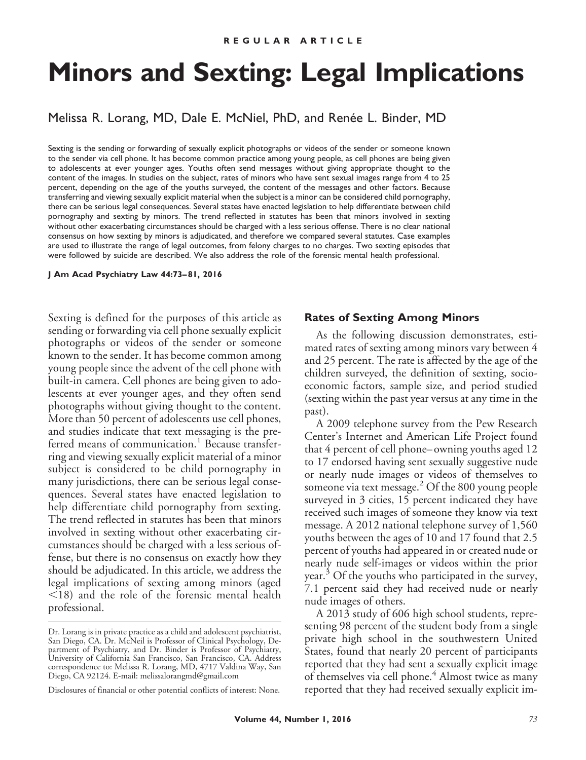REGULAR ARTICLE

# Minors and Sexting: Legal Implications

Melissa R. Lorang, MD, Dale E. McNiel, PhD, and Renée L. Binder, MD

Sexting is the sending or forwarding of sexually explicit photographs or videos of the sender or someone known to the sender via cell phone. It has become common practice among young people, as cell phones are being given to adolescents at ever younger ages. Youths often send messages without giving appropriate thought to the content of the images. In studies on the subject, rates of minors who have sent sexual images range from 4 to 25 percent, depending on the age of the youths surveyed, the content of the messages and other factors. Because transferring and viewing sexually explicit material when the subject is a minor can be considered child pornography, there can be serious legal consequences. Several states have enacted legislation to help differentiate between child pornography and sexting by minors. The trend reflected in statutes has been that minors involved in sexting without other exacerbating circumstances should be charged with a less serious offense. There is no clear national consensus on how sexting by minors is adjudicated, and therefore we compared several statutes. Case examples are used to illustrate the range of legal outcomes, from felony charges to no charges. Two sexting episodes that were followed by suicide are described. We also address the role of the forensic mental health professional.

**J Am Acad Psychiatry Law 44:73–81, 2016**

Sexting is defined for the purposes of this article as sending or forwarding via cell phone sexually explicit photographs or videos of the sender or someone known to the sender. It has become common among young people since the advent of the cell phone with built-in camera. Cell phones are being given to adolescents at ever younger ages, and they often send photographs without giving thought to the content. More than 50 percent of adolescents use cell phones, and studies indicate that text messaging is the preferred means of communication.[1] Because transferring and viewing sexually explicit material of a minor subject is considered to be child pornography in many jurisdictions, there can be serious legal consequences. Several states have enacted legislation to help differentiate child pornography from sexting. The trend reflected in statutes has been that minors involved in sexting without other exacerbating circumstances should be charged with a less serious offense, but there is no consensus on exactly how they should be adjudicated. In this article, we address the legal implications of sexting among minors (aged <18) and the role of the forensic mental health professional.

Dr. Lorang is in private practice as a child and adolescent psychiatrist, San Diego, CA. Dr. McNeil is Professor of Clinical Psychology, Department of Psychiatry, and Dr. Binder is Professor of Psychiatry, University of California San Francisco, San Francisco, CA. Address correspondence to: Melissa R. Lorang, MD, 4717 Valdina Way, San Diego, CA 92124. E-mail: melissalorangmd@gmail.com

Disclosures of financial or other potential conflicts of interest: None.

## Rates of Sexting Among Minors

As the following discussion demonstrates, estimated rates of sexting among minors vary between 4 and 25 percent. The rate is affected by the age of the children surveyed, the definition of sexting, socioeconomic factors, sample size, and period studied (sexting within the past year versus at any time in the past).

A 2009 telephone survey from the Pew Research Center's Internet and American Life Project found that 4 percent of cell phone–owning youths aged 12 to 17 endorsed having sent sexually suggestive nude or nearly nude images or videos of themselves to someone via text message.[2] Of the 800 young people surveyed in 3 cities, 15 percent indicated they have received such images of someone they know via text message. A 2012 national telephone survey of 1,560 youths between the ages of 10 and 17 found that 2.5 percent of youths had appeared in or created nude or nearly nude self-images or videos within the prior year.[3] Of the youths who participated in the survey, 7.1 percent said they had received nude or nearly nude images of others.

A 2013 study of 606 high school students, representing 98 percent of the student body from a single private high school in the southwestern United States, found that nearly 20 percent of participants reported that they had sent a sexually explicit image of themselves via cell phone.[4] Almost twice as many reported that they had received sexually explicit im-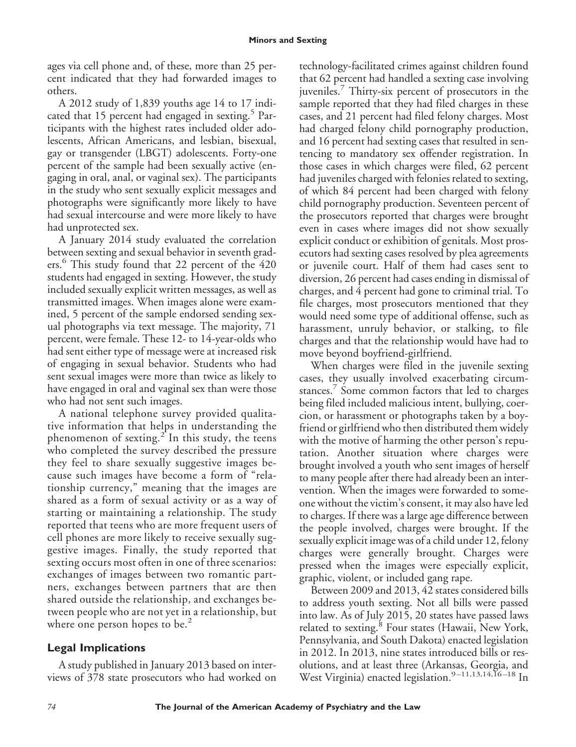ages via cell phone and, of these, more than 25 percent indicated that they had forwarded images to others.

A 2012 study of 1,839 youths age 14 to 17 indicated that 15 percent had engaged in sexting.[5] Participants with the highest rates included older adolescents, African Americans, and lesbian, bisexual, gay or transgender (LBGT) adolescents. Forty-one percent of the sample had been sexually active (engaging in oral, anal, or vaginal sex). The participants in the study who sent sexually explicit messages and photographs were significantly more likely to have had sexual intercourse and were more likely to have had unprotected sex.

A January 2014 study evaluated the correlation between sexting and sexual behavior in seventh graders.[6] This study found that 22 percent of the 420 students had engaged in sexting. However, the study included sexually explicit written messages, as well as transmitted images. When images alone were examined, 5 percent of the sample endorsed sending sexual photographs via text message. The majority, 71 percent, were female. These 12- to 14-year-olds who had sent either type of message were at increased risk of engaging in sexual behavior. Students who had sent sexual images were more than twice as likely to have engaged in oral and vaginal sex than were those who had not sent such images.

A national telephone survey provided qualitative information that helps in understanding the phenomenon of sexting.[2] In this study, the teens who completed the survey described the pressure they feel to share sexually suggestive images because such images have become a form of "relationship currency," meaning that the images are shared as a form of sexual activity or as a way of starting or maintaining a relationship. The study reported that teens who are more frequent users of cell phones are more likely to receive sexually suggestive images. Finally, the study reported that sexting occurs most often in one of three scenarios: exchanges of images between two romantic partners, exchanges between partners that are then shared outside the relationship, and exchanges between people who are not yet in a relationship, but where one person hopes to be.[2]

## Legal Implications

A study published in January 2013 based on interviews of 378 state prosecutors who had worked on technology-facilitated crimes against children found that 62 percent had handled a sexting case involving juveniles.[7] Thirty-six percent of prosecutors in the sample reported that they had filed charges in these cases, and 21 percent had filed felony charges. Most had charged felony child pornography production, and 16 percent had sexting cases that resulted in sentencing to mandatory sex offender registration. In those cases in which charges were filed, 62 percent had juveniles charged with felonies related to sexting, of which 84 percent had been charged with felony child pornography production. Seventeen percent of the prosecutors reported that charges were brought even in cases where images did not show sexually explicit conduct or exhibition of genitals. Most prosecutors had sexting cases resolved by plea agreements or juvenile court. Half of them had cases sent to diversion, 26 percent had cases ending in dismissal of charges, and 4 percent had gone to criminal trial. To file charges, most prosecutors mentioned that they would need some type of additional offense, such as harassment, unruly behavior, or stalking, to file charges and that the relationship would have had to move beyond boyfriend-girlfriend.

When charges were filed in the juvenile sexting cases, they usually involved exacerbating circumstances.[7] Some common factors that led to charges being filed included malicious intent, bullying, coercion, or harassment or photographs taken by a boyfriend or girlfriend who then distributed them widely with the motive of harming the other person's reputation. Another situation where charges were brought involved a youth who sent images of herself to many people after there had already been an intervention. When the images were forwarded to someone without the victim's consent, it may also have led to charges. If there was a large age difference between the people involved, charges were brought. If the sexually explicit image was of a child under 12, felony charges were generally brought. Charges were pressed when the images were especially explicit, graphic, violent, or included gang rape.

Between 2009 and 2013, 42 states considered bills to address youth sexting. Not all bills were passed into law. As of July 2015, 20 states have passed laws related to sexting.[8] Four states (Hawaii, New York, Pennsylvania, and South Dakota) enacted legislation in 2012. In 2013, nine states introduced bills or resolutions, and at least three (Arkansas, Georgia, and West Virginia) enacted legislation.[9–11,13,14,16–18] In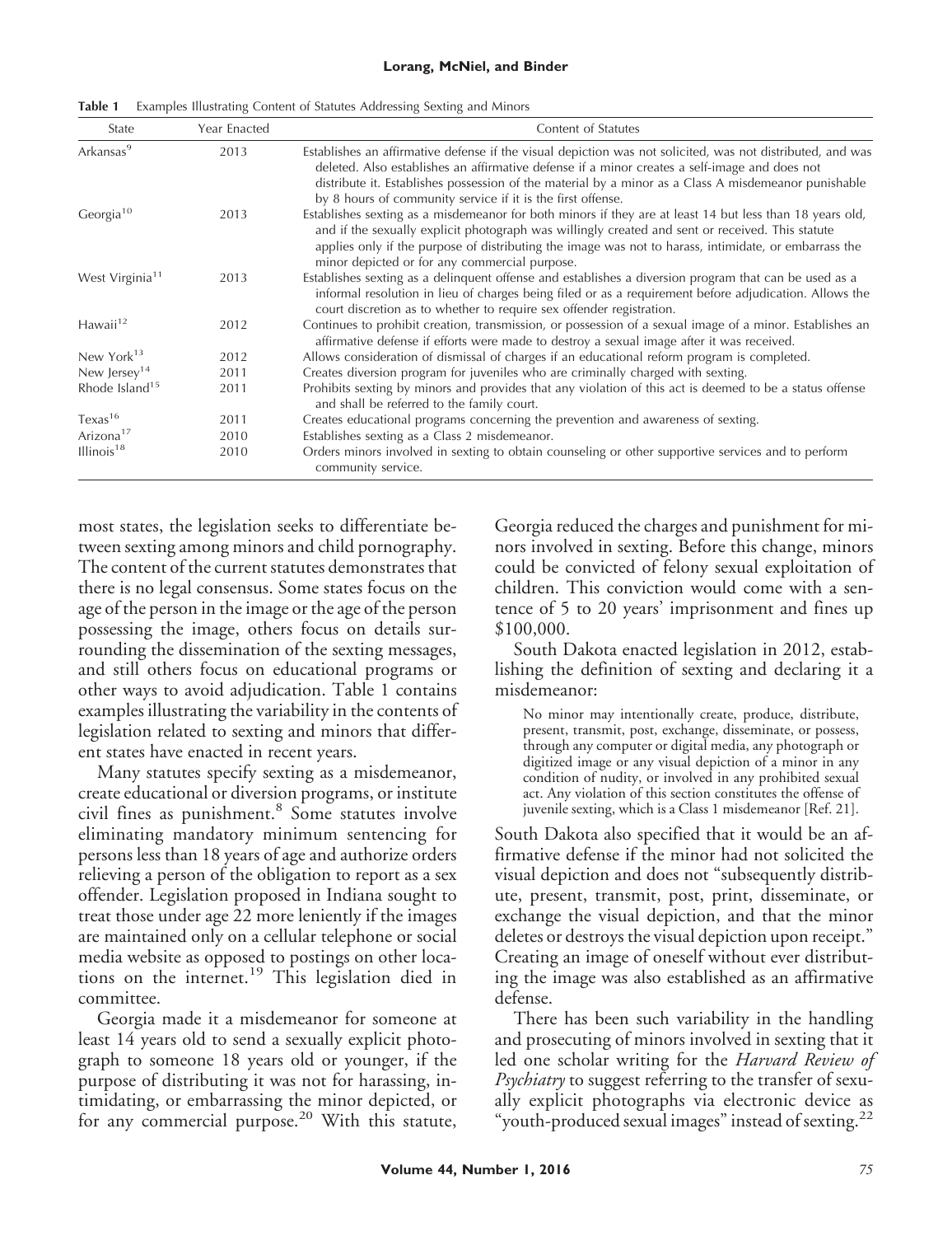**Table 1** Examples Illustrating Content of Statutes Addressing Sexting and Minors

| State | Year Enacted | Content of Statutes |
|---|---|---|
| Arkansas[9] | 2013 | Establishes an affirmative defense if the visual depiction was not solicited, was not distributed, and was deleted. Also establishes an affirmative defense if a minor creates a self-image and does not distribute it. Establishes possession of the material by a minor as a Class A misdemeanor punishable by 8 hours of community service if it is the first offense. |
| Georgia[10] | 2013 | Establishes sexting as a misdemeanor for both minors if they are at least 14 but less than 18 years old, and if the sexually explicit photograph was willingly created and sent or received. This statute applies only if the purpose of distributing the image was not to harass, intimidate, or embarrass the minor depicted or for any commercial purpose. |
| West Virginia[11] | 2013 | Establishes sexting as a delinquent offense and establishes a diversion program that can be used as a informal resolution in lieu of charges being filed or as a requirement before adjudication. Allows the court discretion as to whether to require sex offender registration. |
| Hawaii[12] | 2012 | Continues to prohibit creation, transmission, or possession of a sexual image of a minor. Establishes an affirmative defense if efforts were made to destroy a sexual image after it was received. |
| New York[13] | 2012 | Allows consideration of dismissal of charges if an educational reform program is completed. |
| New Jersey[14] | 2011 | Creates diversion program for juveniles who are criminally charged with sexting. |
| Rhode Island[15] | 2011 | Prohibits sexting by minors and provides that any violation of this act is deemed to be a status offense and shall be referred to the family court. |
| Texas[16] | 2011 | Creates educational programs concerning the prevention and awareness of sexting. |
| Arizona[17] | 2010 | Establishes sexting as a Class 2 misdemeanor. |
| Illinois[18] | 2010 | Orders minors involved in sexting to obtain counseling or other supportive services and to perform community service. |

most states, the legislation seeks to differentiate between sexting among minors and child pornography. The content of the current statutes demonstrates that there is no legal consensus. Some states focus on the age of the person in the image or the age of the person possessing the image, others focus on details surrounding the dissemination of the sexting messages, and still others focus on educational programs or other ways to avoid adjudication. Table 1 contains examples illustrating the variability in the contents of legislation related to sexting and minors that different states have enacted in recent years.

Many statutes specify sexting as a misdemeanor, create educational or diversion programs, or institute civil fines as punishment.[8] Some statutes involve eliminating mandatory minimum sentencing for persons less than 18 years of age and authorize orders relieving a person of the obligation to report as a sex offender. Legislation proposed in Indiana sought to treat those under age 22 more leniently if the images are maintained only on a cellular telephone or social media website as opposed to postings on other locations on the internet.[19] This legislation died in committee.

Georgia made it a misdemeanor for someone at least 14 years old to send a sexually explicit photograph to someone 18 years old or younger, if the purpose of distributing it was not for harassing, intimidating, or embarrassing the minor depicted, or for any commercial purpose.[20] With this statute, Georgia reduced the charges and punishment for minors involved in sexting. Before this change, minors could be convicted of felony sexual exploitation of children. This conviction would come with a sentence of 5 to 20 years' imprisonment and fines up $100,000.

South Dakota enacted legislation in 2012, establishing the definition of sexting and declaring it a misdemeanor:

> No minor may intentionally create, produce, distribute, present, transmit, post, exchange, disseminate, or possess, through any computer or digital media, any photograph or digitized image or any visual depiction of a minor in any condition of nudity, or involved in any prohibited sexual act. Any violation of this section constitutes the offense of juvenile sexting, which is a Class 1 misdemeanor [Ref. 21].

South Dakota also specified that it would be an affirmative defense if the minor had not solicited the visual depiction and does not "subsequently distribute, present, transmit, post, print, disseminate, or exchange the visual depiction, and that the minor deletes or destroys the visual depiction upon receipt." Creating an image of oneself without ever distributing the image was also established as an affirmative defense.

There has been such variability in the handling and prosecuting of minors involved in sexting that it led one scholar writing for the *Harvard Review of Psychiatry* to suggest referring to the transfer of sexually explicit photographs via electronic device as "youth-produced sexual images" instead of sexting.[22]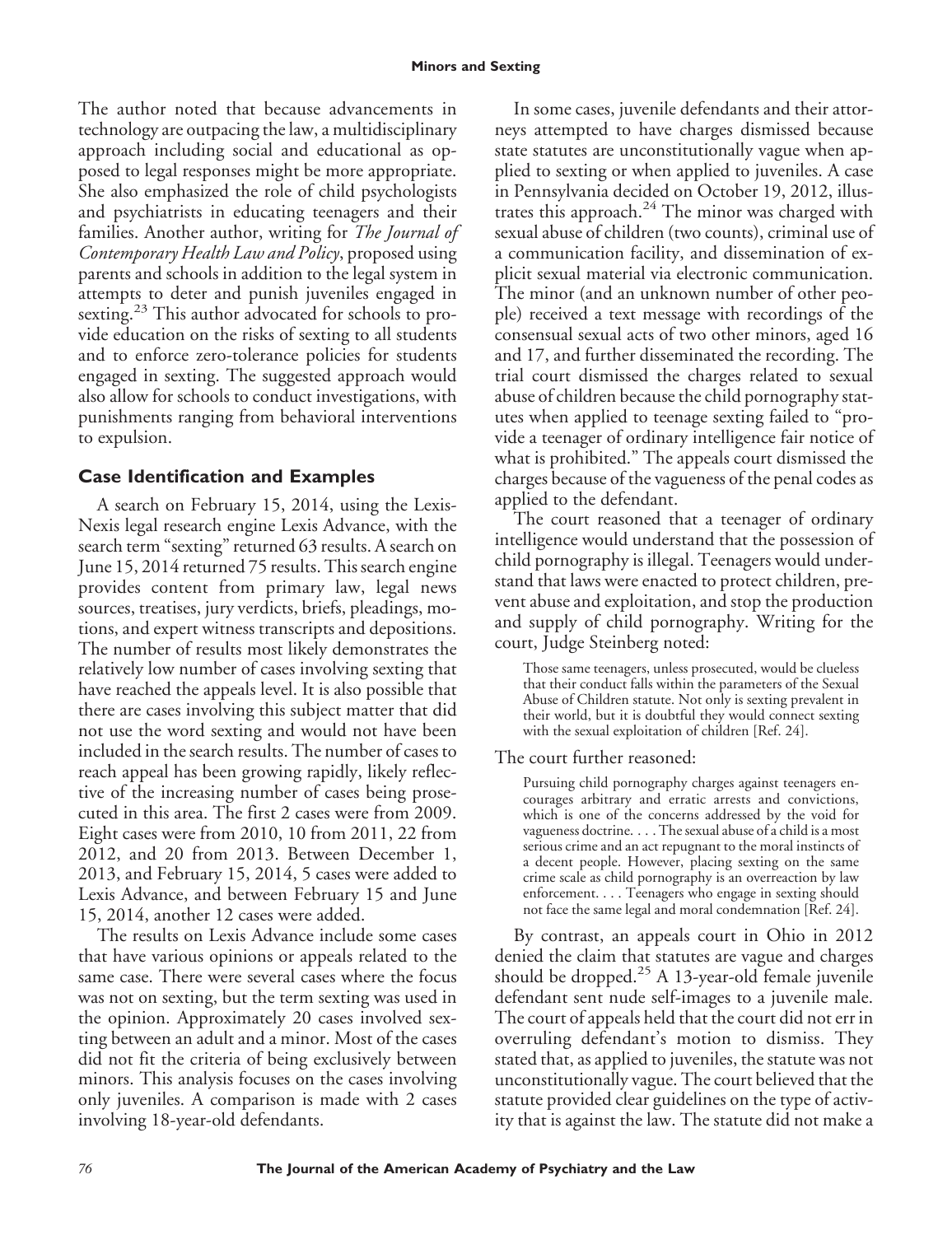The author noted that because advancements in technology are outpacing the law, a multidisciplinary approach including social and educational as opposed to legal responses might be more appropriate. She also emphasized the role of child psychologists and psychiatrists in educating teenagers and their families. Another author, writing for *The Journal of Contemporary Health Law and Policy*, proposed using parents and schools in addition to the legal system in attempts to deter and punish juveniles engaged in sexting.[23] This author advocated for schools to provide education on the risks of sexting to all students and to enforce zero-tolerance policies for students engaged in sexting. The suggested approach would also allow for schools to conduct investigations, with punishments ranging from behavioral interventions to expulsion.

## Case Identification and Examples

A search on February 15, 2014, using the Lexis-Nexis legal research engine Lexis Advance, with the search term "sexting" returned 63 results. A search on June 15, 2014 returned 75 results. This search engine provides content from primary law, legal news sources, treatises, jury verdicts, briefs, pleadings, motions, and expert witness transcripts and depositions. The number of results most likely demonstrates the relatively low number of cases involving sexting that have reached the appeals level. It is also possible that there are cases involving this subject matter that did not use the word sexting and would not have been included in the search results. The number of cases to reach appeal has been growing rapidly, likely reflective of the increasing number of cases being prosecuted in this area. The first 2 cases were from 2009. Eight cases were from 2010, 10 from 2011, 22 from 2012, and 20 from 2013. Between December 1, 2013, and February 15, 2014, 5 cases were added to Lexis Advance, and between February 15 and June 15, 2014, another 12 cases were added.

The results on Lexis Advance include some cases that have various opinions or appeals related to the same case. There were several cases where the focus was not on sexting, but the term sexting was used in the opinion. Approximately 20 cases involved sexting between an adult and a minor. Most of the cases did not fit the criteria of being exclusively between minors. This analysis focuses on the cases involving only juveniles. A comparison is made with 2 cases involving 18-year-old defendants.

In some cases, juvenile defendants and their attorneys attempted to have charges dismissed because state statutes are unconstitutionally vague when applied to sexting or when applied to juveniles. A case in Pennsylvania decided on October 19, 2012, illustrates this approach.[24] The minor was charged with sexual abuse of children (two counts), criminal use of a communication facility, and dissemination of explicit sexual material via electronic communication. The minor (and an unknown number of other people) received a text message with recordings of the consensual sexual acts of two other minors, aged 16 and 17, and further disseminated the recording. The trial court dismissed the charges related to sexual abuse of children because the child pornography statutes when applied to teenage sexting failed to "provide a teenager of ordinary intelligence fair notice of what is prohibited." The appeals court dismissed the charges because of the vagueness of the penal codes as applied to the defendant.

The court reasoned that a teenager of ordinary intelligence would understand that the possession of child pornography is illegal. Teenagers would understand that laws were enacted to protect children, prevent abuse and exploitation, and stop the production and supply of child pornography. Writing for the court, Judge Steinberg noted:

> Those same teenagers, unless prosecuted, would be clueless that their conduct falls within the parameters of the Sexual Abuse of Children statute. Not only is sexting prevalent in their world, but it is doubtful they would connect sexting with the sexual exploitation of children [Ref. 24].

The court further reasoned:

> Pursuing child pornography charges against teenagers encourages arbitrary and erratic arrests and convictions, which is one of the concerns addressed by the void for vagueness doctrine. . . . The sexual abuse of a child is a most serious crime and an act repugnant to the moral instincts of a decent people. However, placing sexting on the same crime scale as child pornography is an overreaction by law enforcement. . . . Teenagers who engage in sexting should not face the same legal and moral condemnation [Ref. 24].

By contrast, an appeals court in Ohio in 2012 denied the claim that statutes are vague and charges should be dropped.[25] A 13-year-old female juvenile defendant sent nude self-images to a juvenile male. The court of appeals held that the court did not err in overruling defendant's motion to dismiss. They stated that, as applied to juveniles, the statute was not unconstitutionally vague. The court believed that the statute provided clear guidelines on the type of activity that is against the law. The statute did not make a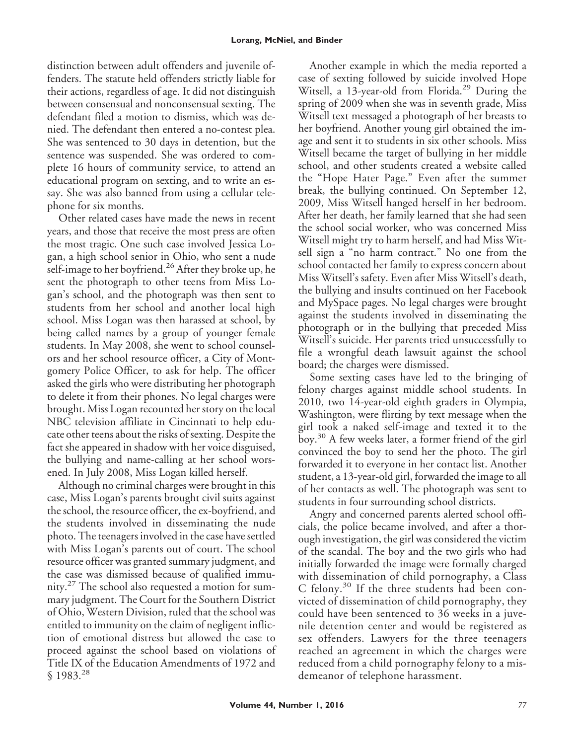distinction between adult offenders and juvenile offenders. The statute held offenders strictly liable for their actions, regardless of age. It did not distinguish between consensual and nonconsensual sexting. The defendant filed a motion to dismiss, which was denied. The defendant then entered a no-contest plea. She was sentenced to 30 days in detention, but the sentence was suspended. She was ordered to complete 16 hours of community service, to attend an educational program on sexting, and to write an essay. She was also banned from using a cellular telephone for six months.

Other related cases have made the news in recent years, and those that receive the most press are often the most tragic. One such case involved Jessica Logan, a high school senior in Ohio, who sent a nude self-image to her boyfriend.[26] After they broke up, he sent the photograph to other teens from Miss Logan's school, and the photograph was then sent to students from her school and another local high school. Miss Logan was then harassed at school, by being called names by a group of younger female students. In May 2008, she went to school counselors and her school resource officer, a City of Montgomery Police Officer, to ask for help. The officer asked the girls who were distributing her photograph to delete it from their phones. No legal charges were brought. Miss Logan recounted her story on the local NBC television affiliate in Cincinnati to help educate other teens about the risks of sexting. Despite the fact she appeared in shadow with her voice disguised, the bullying and name-calling at her school worsened. In July 2008, Miss Logan killed herself.

Although no criminal charges were brought in this case, Miss Logan's parents brought civil suits against the school, the resource officer, the ex-boyfriend, and the students involved in disseminating the nude photo. The teenagers involved in the case have settled with Miss Logan's parents out of court. The school resource officer was granted summary judgment, and the case was dismissed because of qualified immunity.[27] The school also requested a motion for summary judgment. The Court for the Southern District of Ohio, Western Division, ruled that the school was entitled to immunity on the claim of negligent infliction of emotional distress but allowed the case to proceed against the school based on violations of Title IX of the Education Amendments of 1972 and § 1983.[28]

Another example in which the media reported a case of sexting followed by suicide involved Hope Witsell, a 13-year-old from Florida.[29] During the spring of 2009 when she was in seventh grade, Miss Witsell text messaged a photograph of her breasts to her boyfriend. Another young girl obtained the image and sent it to students in six other schools. Miss Witsell became the target of bullying in her middle school, and other students created a website called the "Hope Hater Page." Even after the summer break, the bullying continued. On September 12, 2009, Miss Witsell hanged herself in her bedroom. After her death, her family learned that she had seen the school social worker, who was concerned Miss Witsell might try to harm herself, and had Miss Witsell sign a "no harm contract." No one from the school contacted her family to express concern about Miss Witsell's safety. Even after Miss Witsell's death, the bullying and insults continued on her Facebook and MySpace pages. No legal charges were brought against the students involved in disseminating the photograph or in the bullying that preceded Miss Witsell's suicide. Her parents tried unsuccessfully to file a wrongful death lawsuit against the school board; the charges were dismissed.

Some sexting cases have led to the bringing of felony charges against middle school students. In 2010, two 14-year-old eighth graders in Olympia, Washington, were flirting by text message when the girl took a naked self-image and texted it to the boy.[30] A few weeks later, a former friend of the girl convinced the boy to send her the photo. The girl forwarded it to everyone in her contact list. Another student, a 13-year-old girl, forwarded the image to all of her contacts as well. The photograph was sent to students in four surrounding school districts.

Angry and concerned parents alerted school officials, the police became involved, and after a thorough investigation, the girl was considered the victim of the scandal. The boy and the two girls who had initially forwarded the image were formally charged with dissemination of child pornography, a Class C felony.[30] If the three students had been convicted of dissemination of child pornography, they could have been sentenced to 36 weeks in a juvenile detention center and would be registered as sex offenders. Lawyers for the three teenagers reached an agreement in which the charges were reduced from a child pornography felony to a misdemeanor of telephone harassment.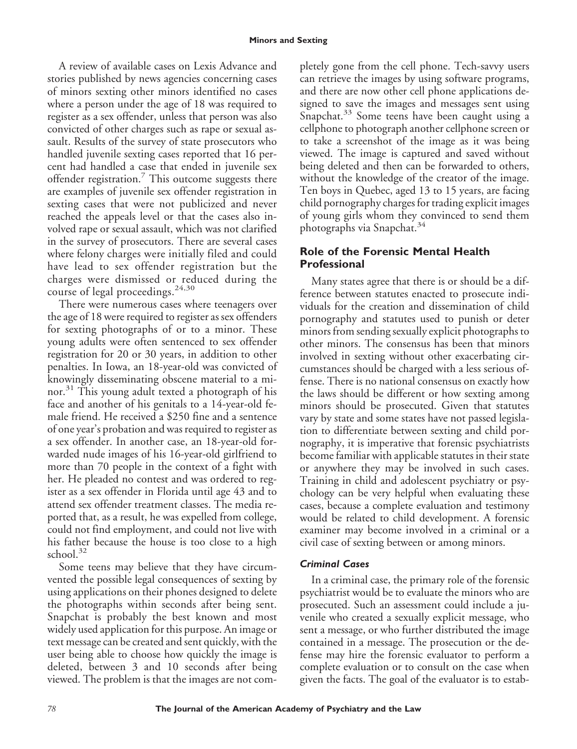A review of available cases on Lexis Advance and stories published by news agencies concerning cases of minors sexting other minors identified no cases where a person under the age of 18 was required to register as a sex offender, unless that person was also convicted of other charges such as rape or sexual assault. Results of the survey of state prosecutors who handled juvenile sexting cases reported that 16 percent had handled a case that ended in juvenile sex offender registration.[7] This outcome suggests there are examples of juvenile sex offender registration in sexting cases that were not publicized and never reached the appeals level or that the cases also involved rape or sexual assault, which was not clarified in the survey of prosecutors. There are several cases where felony charges were initially filed and could have lead to sex offender registration but the charges were dismissed or reduced during the course of legal proceedings.[24,30]

There were numerous cases where teenagers over the age of 18 were required to register as sex offenders for sexting photographs of or to a minor. These young adults were often sentenced to sex offender registration for 20 or 30 years, in addition to other penalties. In Iowa, an 18-year-old was convicted of knowingly disseminating obscene material to a minor.[31] This young adult texted a photograph of his face and another of his genitals to a 14-year-old female friend. He received a $250 fine and a sentence of one year's probation and was required to register as a sex offender. In another case, an 18-year-old forwarded nude images of his 16-year-old girlfriend to more than 70 people in the context of a fight with her. He pleaded no contest and was ordered to register as a sex offender in Florida until age 43 and to attend sex offender treatment classes. The media reported that, as a result, he was expelled from college, could not find employment, and could not live with his father because the house is too close to a high school.[32]

Some teens may believe that they have circumvented the possible legal consequences of sexting by using applications on their phones designed to delete the photographs within seconds after being sent. Snapchat is probably the best known and most widely used application for this purpose. An image or text message can be created and sent quickly, with the user being able to choose how quickly the image is deleted, between 3 and 10 seconds after being viewed. The problem is that the images are not completely gone from the cell phone. Tech-savvy users can retrieve the images by using software programs, and there are now other cell phone applications designed to save the images and messages sent using Snapchat.[33] Some teens have been caught using a cellphone to photograph another cellphone screen or to take a screenshot of the image as it was being viewed. The image is captured and saved without being deleted and then can be forwarded to others, without the knowledge of the creator of the image. Ten boys in Quebec, aged 13 to 15 years, are facing child pornography charges for trading explicit images of young girls whom they convinced to send them photographs via Snapchat.[34]

## Role of the Forensic Mental Health Professional

Many states agree that there is or should be a difference between statutes enacted to prosecute individuals for the creation and dissemination of child pornography and statutes used to punish or deter minors from sending sexually explicit photographs to other minors. The consensus has been that minors involved in sexting without other exacerbating circumstances should be charged with a less serious offense. There is no national consensus on exactly how the laws should be different or how sexting among minors should be prosecuted. Given that statutes vary by state and some states have not passed legislation to differentiate between sexting and child pornography, it is imperative that forensic psychiatrists become familiar with applicable statutes in their state or anywhere they may be involved in such cases. Training in child and adolescent psychiatry or psychology can be very helpful when evaluating these cases, because a complete evaluation and testimony would be related to child development. A forensic examiner may become involved in a criminal or a civil case of sexting between or among minors.

### *Criminal Cases*

In a criminal case, the primary role of the forensic psychiatrist would be to evaluate the minors who are prosecuted. Such an assessment could include a juvenile who created a sexually explicit message, who sent a message, or who further distributed the image contained in a message. The prosecution or the defense may hire the forensic evaluator to perform a complete evaluation or to consult on the case when given the facts. The goal of the evaluator is to estab-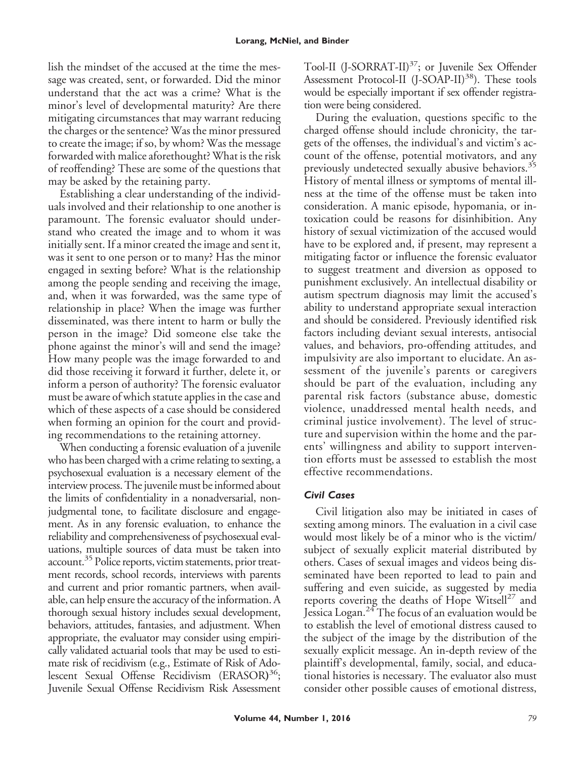lish the mindset of the accused at the time the message was created, sent, or forwarded. Did the minor understand that the act was a crime? What is the minor's level of developmental maturity? Are there mitigating circumstances that may warrant reducing the charges or the sentence? Was the minor pressured to create the image; if so, by whom? Was the message forwarded with malice aforethought? What is the risk of reoffending? These are some of the questions that may be asked by the retaining party.

Establishing a clear understanding of the individuals involved and their relationship to one another is paramount. The forensic evaluator should understand who created the image and to whom it was initially sent. If a minor created the image and sent it, was it sent to one person or to many? Has the minor engaged in sexting before? What is the relationship among the people sending and receiving the image, and, when it was forwarded, was the same type of relationship in place? When the image was further disseminated, was there intent to harm or bully the person in the image? Did someone else take the phone against the minor's will and send the image? How many people was the image forwarded to and did those receiving it forward it further, delete it, or inform a person of authority? The forensic evaluator must be aware of which statute applies in the case and which of these aspects of a case should be considered when forming an opinion for the court and providing recommendations to the retaining attorney.

When conducting a forensic evaluation of a juvenile who has been charged with a crime relating to sexting, a psychosexual evaluation is a necessary element of the interview process. The juvenile must be informed about the limits of confidentiality in a nonadversarial, nonjudgmental tone, to facilitate disclosure and engagement. As in any forensic evaluation, to enhance the reliability and comprehensiveness of psychosexual evaluations, multiple sources of data must be taken into account.[35] Police reports, victim statements, prior treatment records, school records, interviews with parents and current and prior romantic partners, when available, can help ensure the accuracy of the information. A thorough sexual history includes sexual development, behaviors, attitudes, fantasies, and adjustment. When appropriate, the evaluator may consider using empirically validated actuarial tools that may be used to estimate risk of recidivism (e.g., Estimate of Risk of Adolescent Sexual Offense Recidivism (ERASOR)[36]; Juvenile Sexual Offense Recidivism Risk Assessment Tool-II (J-SORRAT-II)[37]; or Juvenile Sex Offender Assessment Protocol-II (J-SOAP-II)[38]). These tools would be especially important if sex offender registration were being considered.

During the evaluation, questions specific to the charged offense should include chronicity, the targets of the offenses, the individual's and victim's account of the offense, potential motivators, and any previously undetected sexually abusive behaviors.[35] History of mental illness or symptoms of mental illness at the time of the offense must be taken into consideration. A manic episode, hypomania, or intoxication could be reasons for disinhibition. Any history of sexual victimization of the accused would have to be explored and, if present, may represent a mitigating factor or influence the forensic evaluator to suggest treatment and diversion as opposed to punishment exclusively. An intellectual disability or autism spectrum diagnosis may limit the accused's ability to understand appropriate sexual interaction and should be considered. Previously identified risk factors including deviant sexual interests, antisocial values, and behaviors, pro-offending attitudes, and impulsivity are also important to elucidate. An assessment of the juvenile's parents or caregivers should be part of the evaluation, including any parental risk factors (substance abuse, domestic violence, unaddressed mental health needs, and criminal justice involvement). The level of structure and supervision within the home and the parents' willingness and ability to support intervention efforts must be assessed to establish the most effective recommendations.

### *Civil Cases*

Civil litigation also may be initiated in cases of sexting among minors. The evaluation in a civil case would most likely be of a minor who is the victim/subject of sexually explicit material distributed by others. Cases of sexual images and videos being disseminated have been reported to lead to pain and suffering and even suicide, as suggested by media reports covering the deaths of Hope Witsell[27] and Jessica Logan.[24] The focus of an evaluation would be to establish the level of emotional distress caused to the subject of the image by the distribution of the sexually explicit message. An in-depth review of the plaintiff's developmental, family, social, and educational histories is necessary. The evaluator also must consider other possible causes of emotional distress,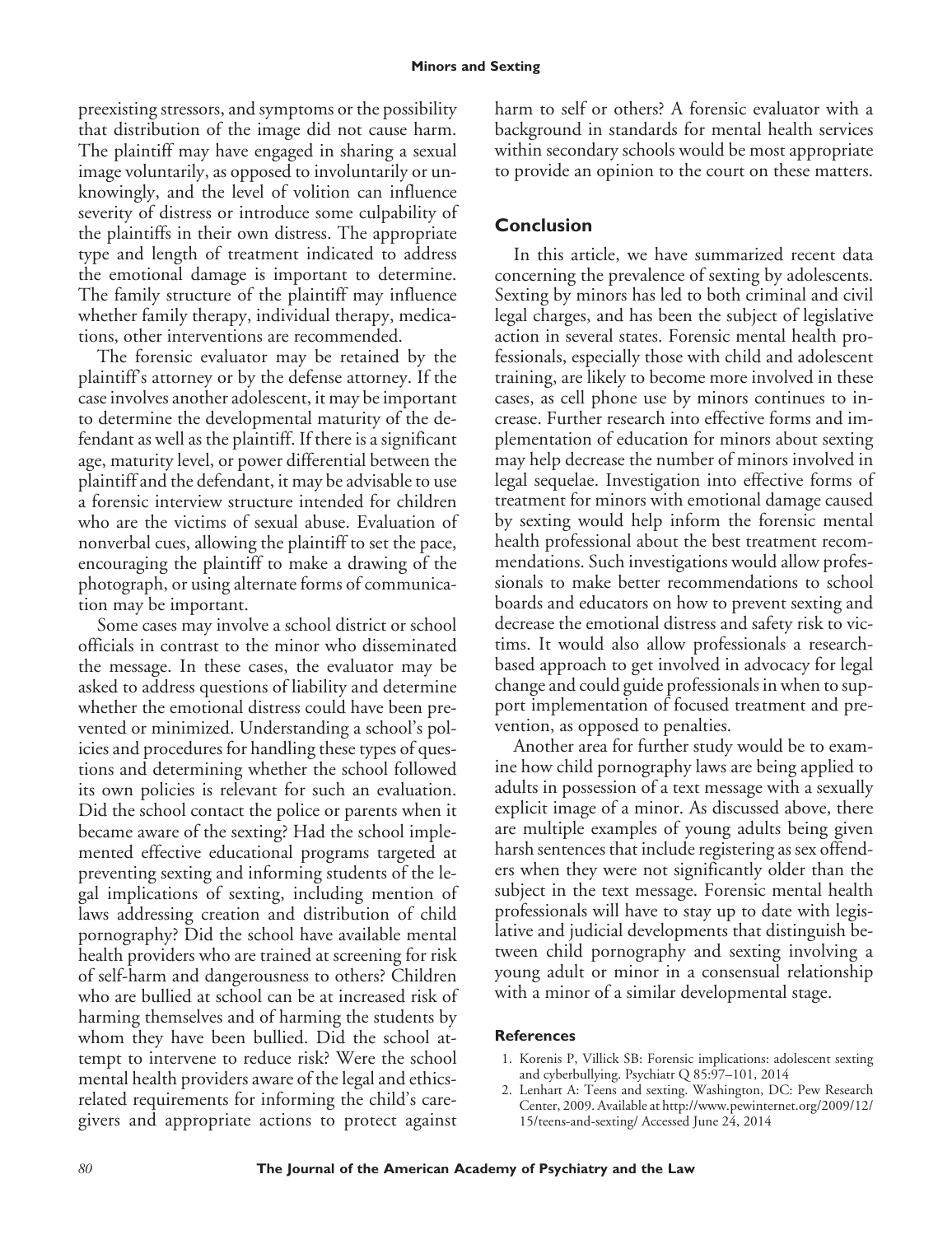preexisting stressors, and symptoms or the possibility that distribution of the image did not cause harm. The plaintiff may have engaged in sharing a sexual image voluntarily, as opposed to involuntarily or unknowingly, and the level of volition can influence severity of distress or introduce some culpability of the plaintiffs in their own distress. The appropriate type and length of treatment indicated to address the emotional damage is important to determine. The family structure of the plaintiff may influence whether family therapy, individual therapy, medications, other interventions are recommended.

The forensic evaluator may be retained by the plaintiff's attorney or by the defense attorney. If the case involves another adolescent, it may be important to determine the developmental maturity of the defendant as well as the plaintiff. If there is a significant age, maturity level, or power differential between the plaintiff and the defendant, it may be advisable to use a forensic interview structure intended for children who are the victims of sexual abuse. Evaluation of nonverbal cues, allowing the plaintiff to set the pace, encouraging the plaintiff to make a drawing of the photograph, or using alternate forms of communication may be important.

Some cases may involve a school district or school officials in contrast to the minor who disseminated the message. In these cases, the evaluator may be asked to address questions of liability and determine whether the emotional distress could have been prevented or minimized. Understanding a school's policies and procedures for handling these types of questions and determining whether the school followed its own policies is relevant for such an evaluation. Did the school contact the police or parents when it became aware of the sexting? Had the school implemented effective educational programs targeted at preventing sexting and informing students of the legal implications of sexting, including mention of laws addressing creation and distribution of child pornography? Did the school have available mental health providers who are trained at screening for risk of self-harm and dangerousness to others? Children who are bullied at school can be at increased risk of harming themselves and of harming the students by whom they have been bullied. Did the school attempt to intervene to reduce risk? Were the school mental health providers aware of the legal and ethics-related requirements for informing the child's caregivers and appropriate actions to protect against harm to self or others? A forensic evaluator with a background in standards for mental health services within secondary schools would be most appropriate to provide an opinion to the court on these matters.

## Conclusion

In this article, we have summarized recent data concerning the prevalence of sexting by adolescents. Sexting by minors has led to both criminal and civil legal charges, and has been the subject of legislative action in several states. Forensic mental health professionals, especially those with child and adolescent training, are likely to become more involved in these cases, as cell phone use by minors continues to increase. Further research into effective forms and implementation of education for minors about sexting may help decrease the number of minors involved in legal sequelae. Investigation into effective forms of treatment for minors with emotional damage caused by sexting would help inform the forensic mental health professional about the best treatment recommendations. Such investigations would allow professionals to make better recommendations to school boards and educators on how to prevent sexting and decrease the emotional distress and safety risk to victims. It would also allow professionals a research-based approach to get involved in advocacy for legal change and could guide professionals in when to support implementation of focused treatment and prevention, as opposed to penalties.

Another area for further study would be to examine how child pornography laws are being applied to adults in possession of a text message with a sexually explicit image of a minor. As discussed above, there are multiple examples of young adults being given harsh sentences that include registering as sex offenders when they were not significantly older than the subject in the text message. Forensic mental health professionals will have to stay up to date with legislative and judicial developments that distinguish between child pornography and sexting involving a young adult or minor in a consensual relationship with a minor of a similar developmental stage.

### References

1. Korenis P, Villick SB: Forensic implications: adolescent sexting and cyberbullying. Psychiatr Q 85:97–101, 2014
2. Lenhart A: Teens and sexting. Washington, DC: Pew Research Center, 2009. Available at http://www.pewinternet.org/2009/12/15/teens-and-sexting/ Accessed June 24, 2014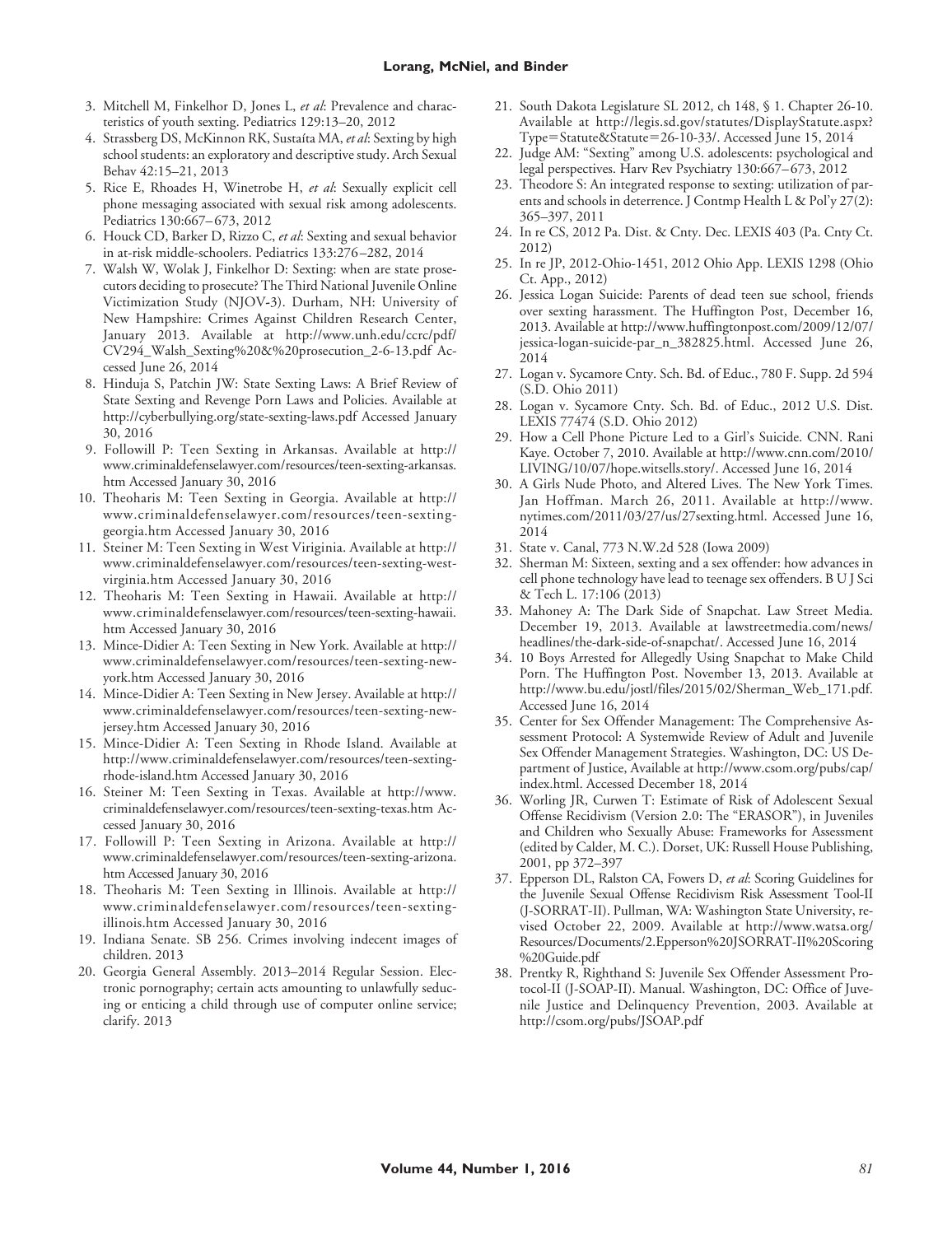3. Mitchell M, Finkelhor D, Jones L, *et al*: Prevalence and characteristics of youth sexting. Pediatrics 129:13–20, 2012
4. Strassberg DS, McKinnon RK, Sustaíta MA, *et al*: Sexting by high school students: an exploratory and descriptive study. Arch Sexual Behav 42:15–21, 2013
5. Rice E, Rhoades H, Winetrobe H, *et al*: Sexually explicit cell phone messaging associated with sexual risk among adolescents. Pediatrics 130:667–673, 2012
6. Houck CD, Barker D, Rizzo C, *et al*: Sexting and sexual behavior in at-risk middle-schoolers. Pediatrics 133:276–282, 2014
7. Walsh W, Wolak J, Finkelhor D: Sexting: when are state prosecutors deciding to prosecute? The Third National Juvenile Online Victimization Study (NJOV-3). Durham, NH: University of New Hampshire: Crimes Against Children Research Center, January 2013. Available at http://www.unh.edu/ccrc/pdf/CV294_Walsh_Sexting%20&%20prosecution_2-6-13.pdf Accessed June 26, 2014
8. Hinduja S, Patchin JW: State Sexting Laws: A Brief Review of State Sexting and Revenge Porn Laws and Policies. Available at http://cyberbullying.org/state-sexting-laws.pdf Accessed January 30, 2016
9. Followill P: Teen Sexting in Arkansas. Available at http://www.criminaldefenselawyer.com/resources/teen-sexting-arkansas.htm Accessed January 30, 2016
10. Theoharis M: Teen Sexting in Georgia. Available at http://www.criminaldefenselawyer.com/resources/teen-sexting-georgia.htm Accessed January 30, 2016
11. Steiner M: Teen Sexting in West Viriginia. Available at http://www.criminaldefenselawyer.com/resources/teen-sexting-west-virginia.htm Accessed January 30, 2016
12. Theoharis M: Teen Sexting in Hawaii. Available at http://www.criminaldefenselawyer.com/resources/teen-sexting-hawaii.htm Accessed January 30, 2016
13. Mince-Didier A: Teen Sexting in New York. Available at http://www.criminaldefenselawyer.com/resources/teen-sexting-new-york.htm Accessed January 30, 2016
14. Mince-Didier A: Teen Sexting in New Jersey. Available at http://www.criminaldefenselawyer.com/resources/teen-sexting-new-jersey.htm Accessed January 30, 2016
15. Mince-Didier A: Teen Sexting in Rhode Island. Available at http://www.criminaldefenselawyer.com/resources/teen-sexting-rhode-island.htm Accessed January 30, 2016
16. Steiner M: Teen Sexting in Texas. Available at http://www.criminaldefenselawyer.com/resources/teen-sexting-texas.htm Accessed January 30, 2016
17. Followill P: Teen Sexting in Arizona. Available at http://www.criminaldefenselawyer.com/resources/teen-sexting-arizona.htm Accessed January 30, 2016
18. Theoharis M: Teen Sexting in Illinois. Available at http://www.criminaldefenselawyer.com/resources/teen-sexting-illinois.htm Accessed January 30, 2016
19. Indiana Senate. SB 256. Crimes involving indecent images of children. 2013
20. Georgia General Assembly. 2013–2014 Regular Session. Electronic pornography; certain acts amounting to unlawfully seducing or enticing a child through use of computer online service; clarify. 2013
21. South Dakota Legislature SL 2012, ch 148, § 1. Chapter 26-10. Available at http://legis.sd.gov/statutes/DisplayStatute.aspx?Type=Statute&Statute=26-10-33/. Accessed June 15, 2014
22. Judge AM: "Sexting" among U.S. adolescents: psychological and legal perspectives. Harv Rev Psychiatry 130:667–673, 2012
23. Theodore S: An integrated response to sexting: utilization of parents and schools in deterrence. J Contmp Health L & Pol'y 27(2): 365–397, 2011
24. In re CS, 2012 Pa. Dist. & Cnty. Dec. LEXIS 403 (Pa. Cnty Ct. 2012)
25. In re JP, 2012-Ohio-1451, 2012 Ohio App. LEXIS 1298 (Ohio Ct. App., 2012)
26. Jessica Logan Suicide: Parents of dead teen sue school, friends over sexting harassment. The Huffington Post, December 16, 2013. Available at http://www.huffingtonpost.com/2009/12/07/jessica-logan-suicide-par_n_382825.html. Accessed June 26, 2014
27. Logan v. Sycamore Cnty. Sch. Bd. of Educ., 780 F. Supp. 2d 594 (S.D. Ohio 2011)
28. Logan v. Sycamore Cnty. Sch. Bd. of Educ., 2012 U.S. Dist. LEXIS 77474 (S.D. Ohio 2012)
29. How a Cell Phone Picture Led to a Girl's Suicide. CNN. Rani Kaye. October 7, 2010. Available at http://www.cnn.com/2010/LIVING/10/07/hope.witsells.story/. Accessed June 16, 2014
30. A Girls Nude Photo, and Altered Lives. The New York Times. Jan Hoffman. March 26, 2011. Available at http://www.nytimes.com/2011/03/27/us/27sexting.html. Accessed June 16, 2014
31. State v. Canal, 773 N.W.2d 528 (Iowa 2009)
32. Sherman M: Sixteen, sexting and a sex offender: how advances in cell phone technology have lead to teenage sex offenders. B U J Sci & Tech L. 17:106 (2013)
33. Mahoney A: The Dark Side of Snapchat. Law Street Media. December 19, 2013. Available at lawstreetmedia.com/news/headlines/the-dark-side-of-snapchat/. Accessed June 16, 2014
34. 10 Boys Arrested for Allegedly Using Snapchat to Make Child Porn. The Huffington Post. November 13, 2013. Available at http://www.bu.edu/jostl/files/2015/02/Sherman_Web_171.pdf. Accessed June 16, 2014
35. Center for Sex Offender Management: The Comprehensive Assessment Protocol: A Systemwide Review of Adult and Juvenile Sex Offender Management Strategies. Washington, DC: US Department of Justice, Available at http://www.csom.org/pubs/cap/index.html. Accessed December 18, 2014
36. Worling JR, Curwen T: Estimate of Risk of Adolescent Sexual Offense Recidivism (Version 2.0: The "ERASOR"), in Juveniles and Children who Sexually Abuse: Frameworks for Assessment (edited by Calder, M. C.). Dorset, UK: Russell House Publishing, 2001, pp 372–397
37. Epperson DL, Ralston CA, Fowers D, *et al*: Scoring Guidelines for the Juvenile Sexual Offense Recidivism Risk Assessment Tool-II (J-SORRAT-II). Pullman, WA: Washington State University, revised October 22, 2009. Available at http://www.watsa.org/Resources/Documents/2.Epperson%20JSORRAT-II%20Scoring%20Guide.pdf
38. Prentky R, Righthand S: Juvenile Sex Offender Assessment Protocol-II (J-SOAP-II). Manual. Washington, DC: Office of Juvenile Justice and Delinquency Prevention, 2003. Available at http://csom.org/pubs/JSOAP.pdf